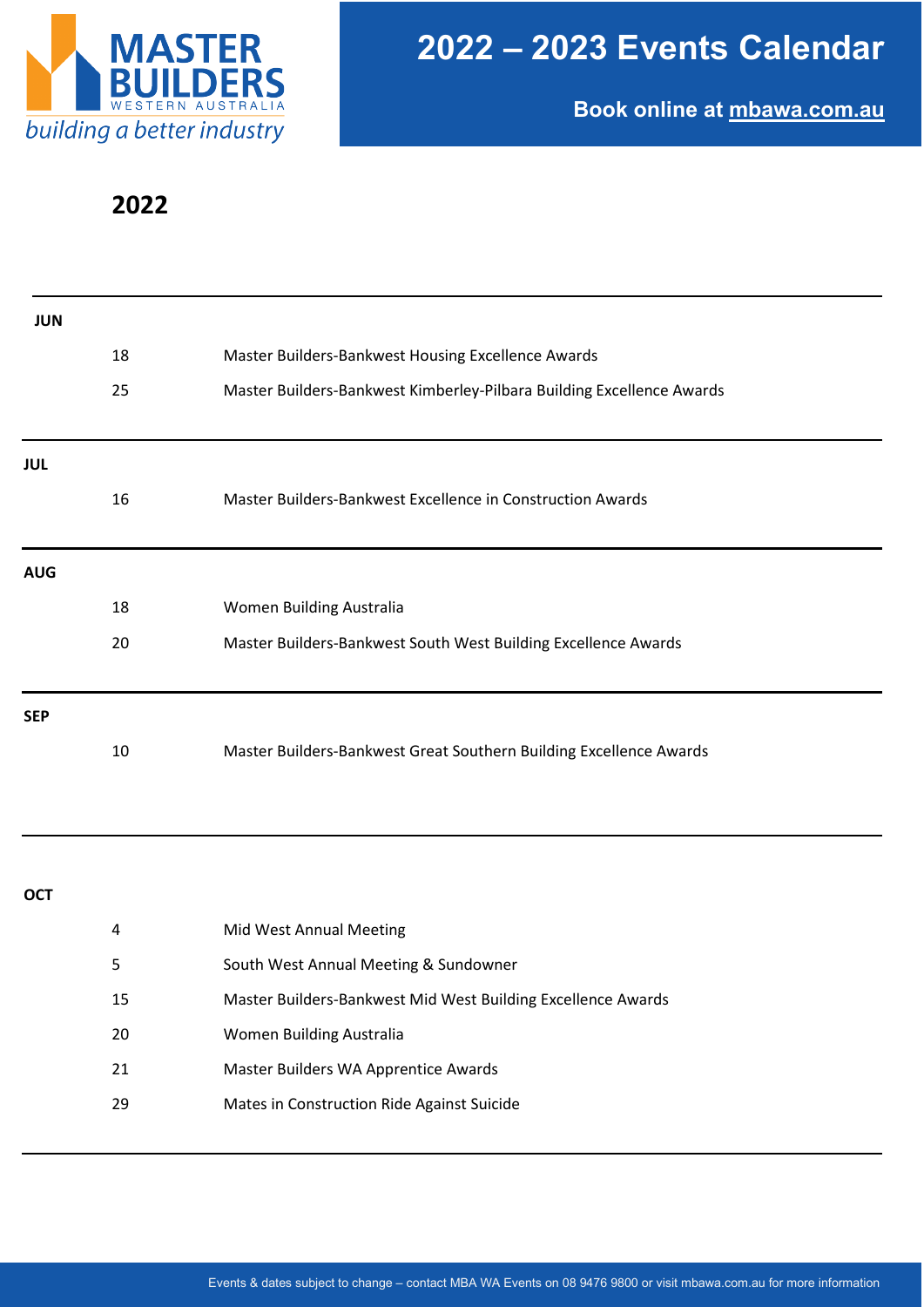# 2022 – 2023 Events Calendar

**Book online at mbawa.com.au**

## 2022

### JUN

| | |
|---|---|
| 18 | Master Builders-Bankwest Housing Excellence Awards |
| 25 | Master Builders-Bankwest Kimberley-Pilbara Building Excellence Awards |

### JUL

| | |
|---|---|
| 16 | Master Builders-Bankwest Excellence in Construction Awards |

### AUG

| | |
|---|---|
| 18 | Women Building Australia |
| 20 | Master Builders-Bankwest South West Building Excellence Awards |

### SEP

| | |
|---|---|
| 10 | Master Builders-Bankwest Great Southern Building Excellence Awards |

### OCT

| | |
|---|---|
| 4 | Mid West Annual Meeting |
| 5 | South West Annual Meeting & Sundowner |
| 15 | Master Builders-Bankwest Mid West Building Excellence Awards |
| 20 | Women Building Australia |
| 21 | Master Builders WA Apprentice Awards |
| 29 | Mates in Construction Ride Against Suicide |

Events & dates subject to change – contact MBA WA Events on 08 9476 9800 or visit mbawa.com.au for more information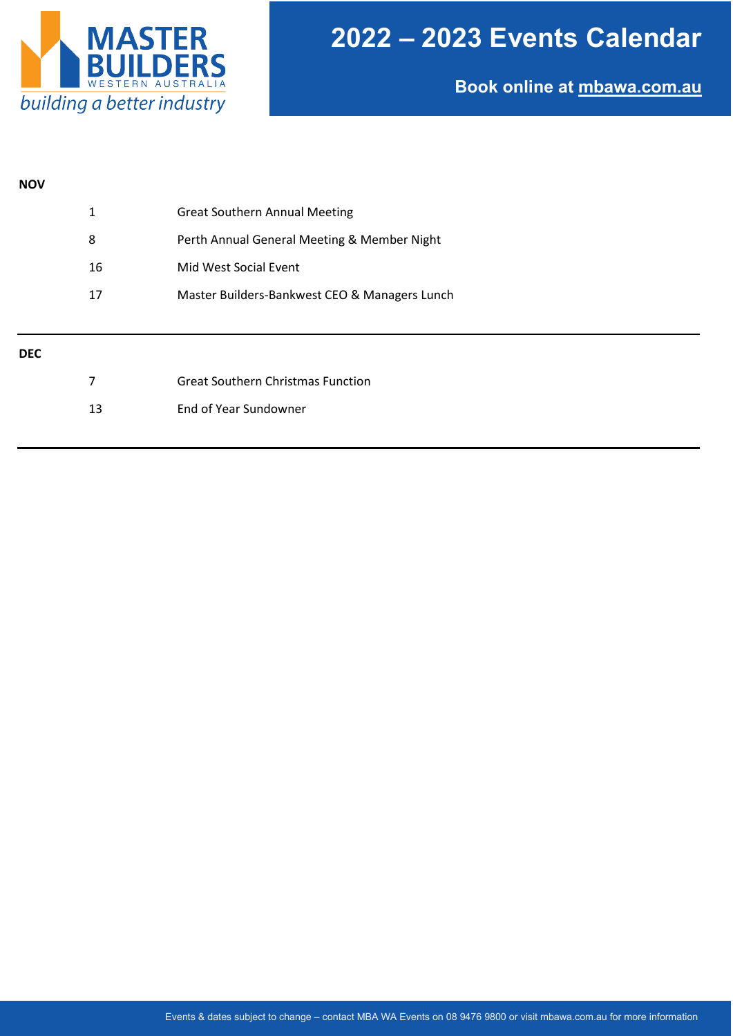# 2022 – 2023 Events Calendar

**Book online at mbawa.com.au**

| | | |
|---|---|---|
| **NOV** | | |
| | 1 | Great Southern Annual Meeting |
| | 8 | Perth Annual General Meeting & Member Night |
| | 16 | Mid West Social Event |
| | 17 | Master Builders-Bankwest CEO & Managers Lunch |
| **DEC** | | |
| | 7 | Great Southern Christmas Function |
| | 13 | End of Year Sundowner |

Events & dates subject to change – contact MBA WA Events on 08 9476 9800 or visit mbawa.com.au for more information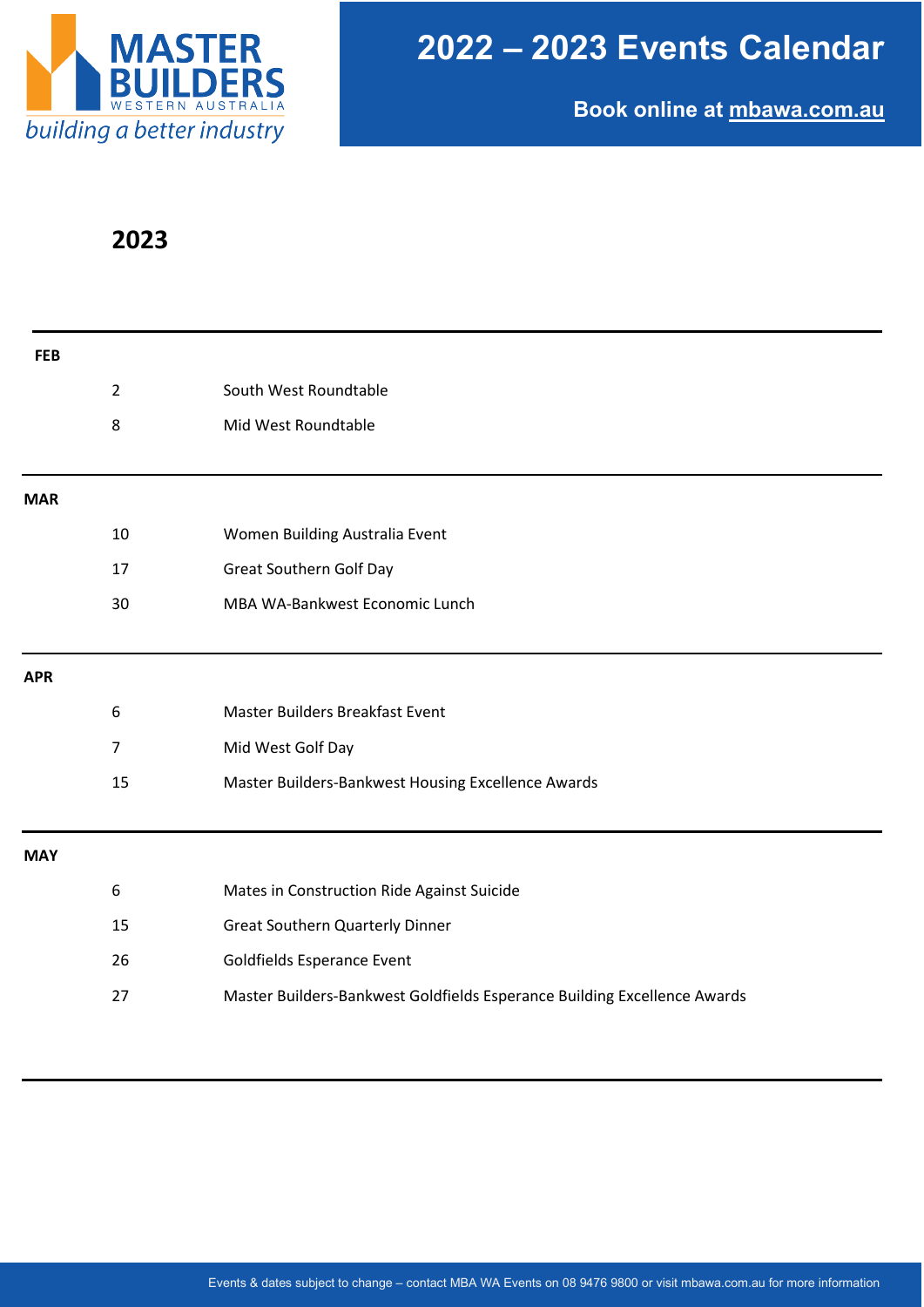# 2022 – 2023 Events Calendar

**Book online at mbawa.com.au**

## 2023

| | | |
|---|---|---|
| **FEB** | | |
| | 2 | South West Roundtable |
| | 8 | Mid West Roundtable |
| **MAR** | | |
| | 10 | Women Building Australia Event |
| | 17 | Great Southern Golf Day |
| | 30 | MBA WA-Bankwest Economic Lunch |
| **APR** | | |
| | 6 | Master Builders Breakfast Event |
| | 7 | Mid West Golf Day |
| | 15 | Master Builders-Bankwest Housing Excellence Awards |
| **MAY** | | |
| | 6 | Mates in Construction Ride Against Suicide |
| | 15 | Great Southern Quarterly Dinner |
| | 26 | Goldfields Esperance Event |
| | 27 | Master Builders-Bankwest Goldfields Esperance Building Excellence Awards |

Events & dates subject to change – contact MBA WA Events on 08 9476 9800 or visit mbawa.com.au for more information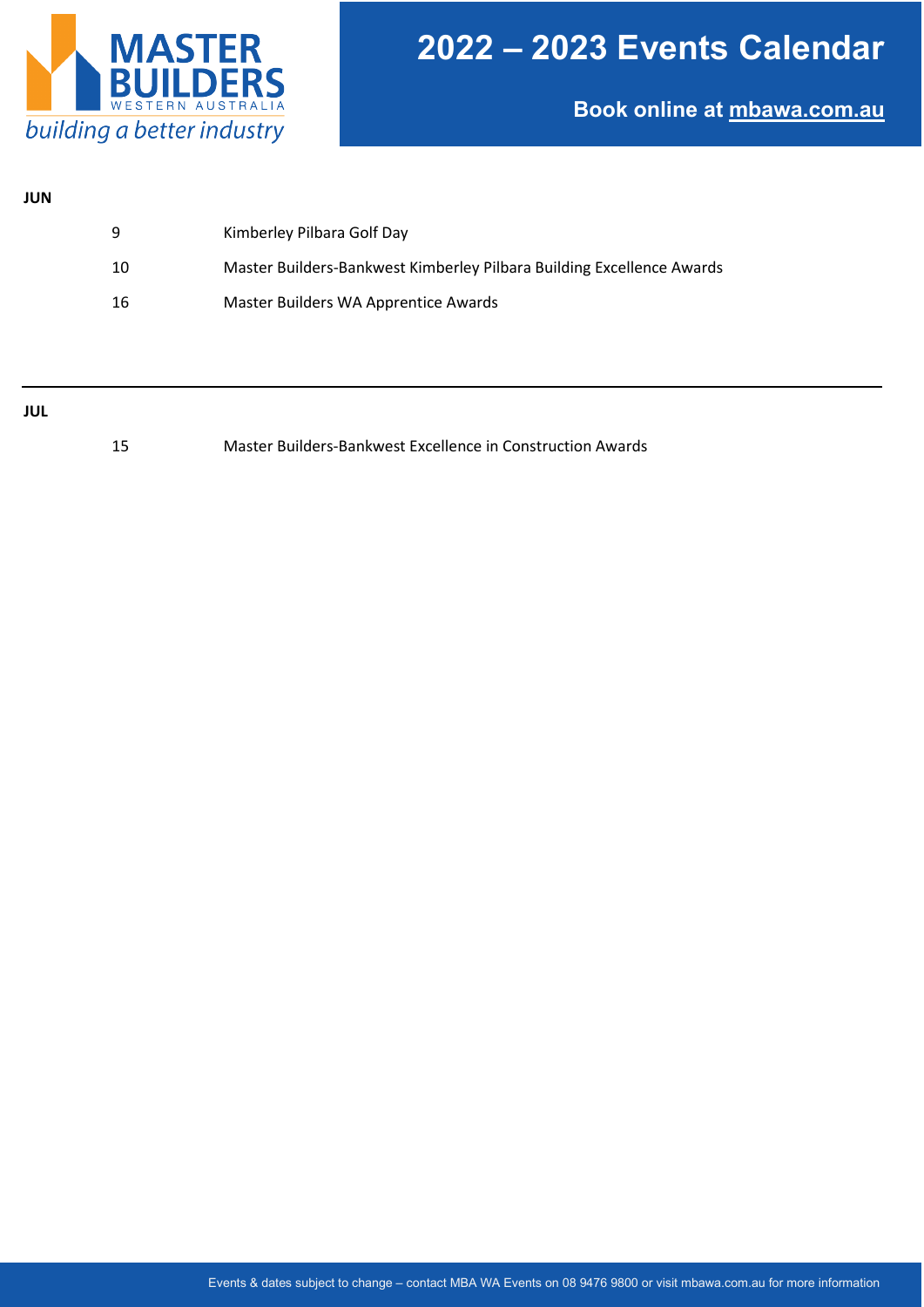# 2022 – 2023 Events Calendar

**Book online at mbawa.com.au**

**JUN**

| | |
|---|---|
| 9 | Kimberley Pilbara Golf Day |
| 10 | Master Builders-Bankwest Kimberley Pilbara Building Excellence Awards |
| 16 | Master Builders WA Apprentice Awards |

**JUL**

| | |
|---|---|
| 15 | Master Builders-Bankwest Excellence in Construction Awards |

Events & dates subject to change – contact MBA WA Events on 08 9476 9800 or visit mbawa.com.au for more information